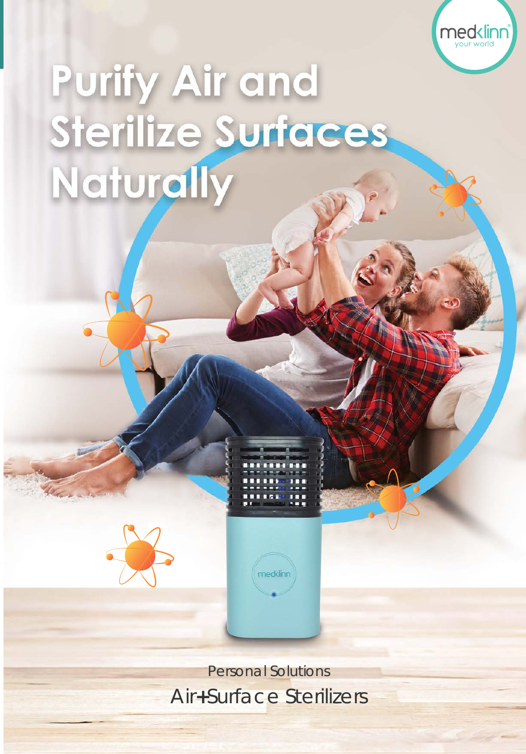medklinn
your world

# Purify Air and Sterilize Surfaces Naturally

medklinn

Personal Solutions

Air+Surface Sterilizers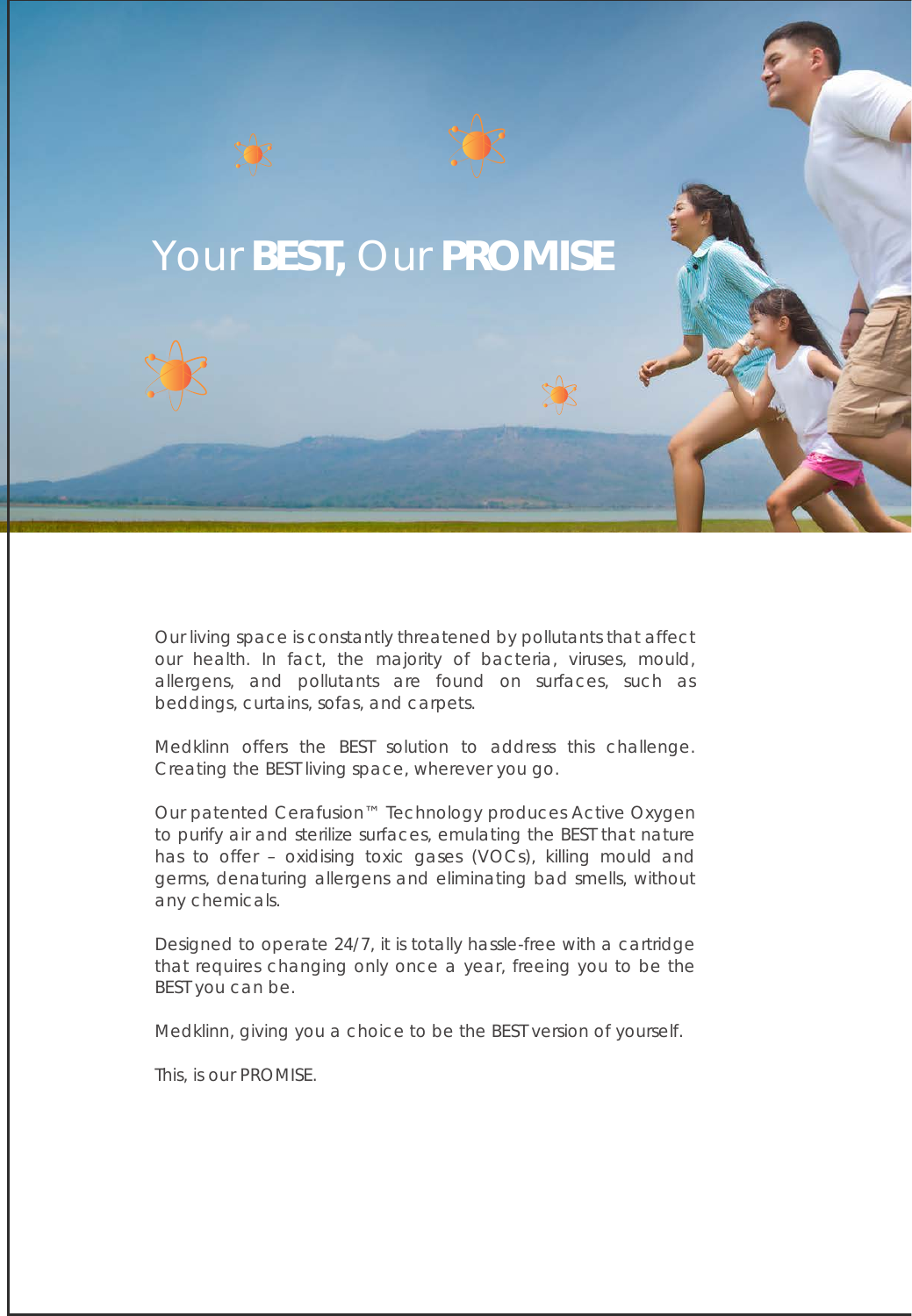# Your **BEST,** Our **PROMISE**

Our living space is constantly threatened by pollutants that affect our health. In fact, the majority of bacteria, viruses, mould, allergens, and pollutants are found on surfaces, such as beddings, curtains, sofas, and carpets.

Medklinn offers the BEST solution to address this challenge. Creating the BEST living space, wherever you go.

Our patented Cerafusion™ Technology produces Active Oxygen to purify air and sterilize surfaces, emulating the BEST that nature has to offer – oxidising toxic gases (VOCs), killing mould and germs, denaturing allergens and eliminating bad smells, without any chemicals.

Designed to operate 24/7, it is totally hassle-free with a cartridge that requires changing only once a year, freeing you to be the BEST you can be.

Medklinn, giving you a choice to be the BEST version of yourself.

This, is our PROMISE.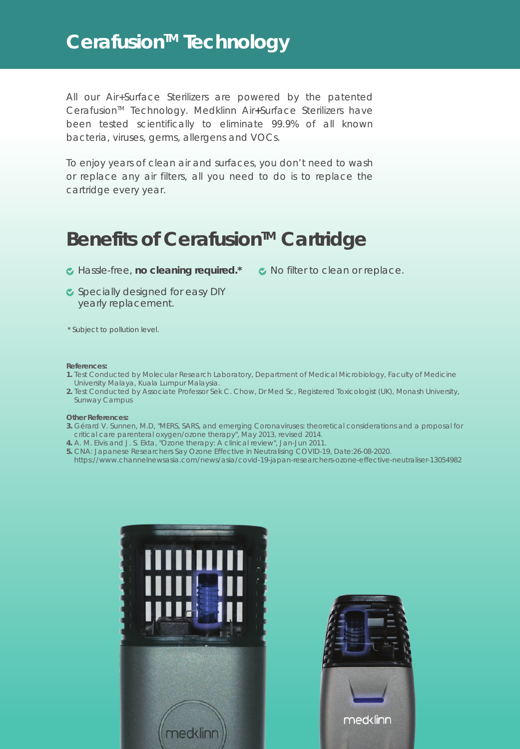# Cerafusion™ Technology

All our Air+Surface Sterilizers are powered by the patented Cerafusion™ Technology. Medklinn Air+Surface Sterilizers have been tested scientifically to eliminate 99.9% of all known bacteria, viruses, germs, allergens and VOCs.

To enjoy years of clean air and surfaces, you don't need to wash or replace any air filters, all you need to do is to replace the cartridge every year.

## Benefits of Cerafusion™ Cartridge

- Hassle-free, **no cleaning required.***
- No filter to clean or replace.
- Specially designed for easy DIY yearly replacement.

* Subject to pollution level.

**References:**

1. Test Conducted by Molecular Research Laboratory, Department of Medical Microbiology, Faculty of Medicine University Malaya, Kuala Lumpur Malaysia.
2. Test Conducted by Associate Professor Sek C. Chow, Dr Med Sc, Registered Toxicologist (UK), Monash University, Sunway Campus

**Other References:**

3. Gérard V. Sunnen, M.D, "MERS, SARS, and emerging Coronaviruses: theoretical considerations and a proposal for critical care parenteral oxygen/ozone therapy", May 2013, revised 2014.
4. A. M. Elvis and J. S. Ekta, "Ozone therapy: A clinical review", Jan-Jun 2011.
5. CNA: Japanese Researchers Say Ozone Effective in Neutralising COVID-19, Date:26-08-2020. https://www.channelnewsasia.com/news/asia/covid-19-japan-researchers-ozone-effective-neutraliser-13054982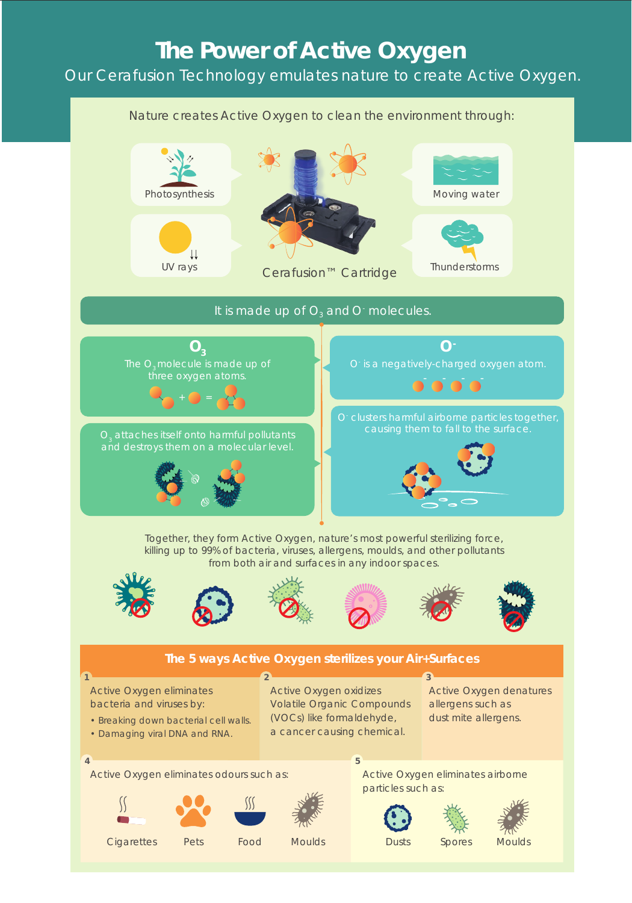# The Power of Active Oxygen

Our Cerafusion Technology emulates nature to create Active Oxygen.

Nature creates Active Oxygen to clean the environment through:

- Photosynthesis
- UV rays
- Moving water
- Thunderstorms

Cerafusion™ Cartridge

## It is made up of $O_3$ and $O^-$ molecules.

### $O_3$

The $O_3$ molecule is made up of three oxygen atoms.

$O_3$ attaches itself onto harmful pollutants and destroys them on a molecular level.

### $O^-$

$O^-$ is a negatively-charged oxygen atom.

$O^-$ clusters harmful airborne particles together, causing them to fall to the surface.

Together, they form Active Oxygen, nature's most powerful sterilizing force, killing up to 99% of bacteria, viruses, allergens, moulds, and other pollutants from both air and surfaces in any indoor spaces.

## The 5 ways Active Oxygen sterilizes your Air+Surfaces

**1** Active Oxygen eliminates bacteria and viruses by:

- Breaking down bacterial cell walls.
- Damaging viral DNA and RNA.

**2** Active Oxygen oxidizes Volatile Organic Compounds (VOCs) like formaldehyde, a cancer causing chemical.

**3** Active Oxygen denatures allergens such as dust mite allergens.

**4** Active Oxygen eliminates odours such as:

- Cigarettes
- Pets
- Food
- Moulds

**5** Active Oxygen eliminates airborne particles such as:

- Dusts
- Spores
- Moulds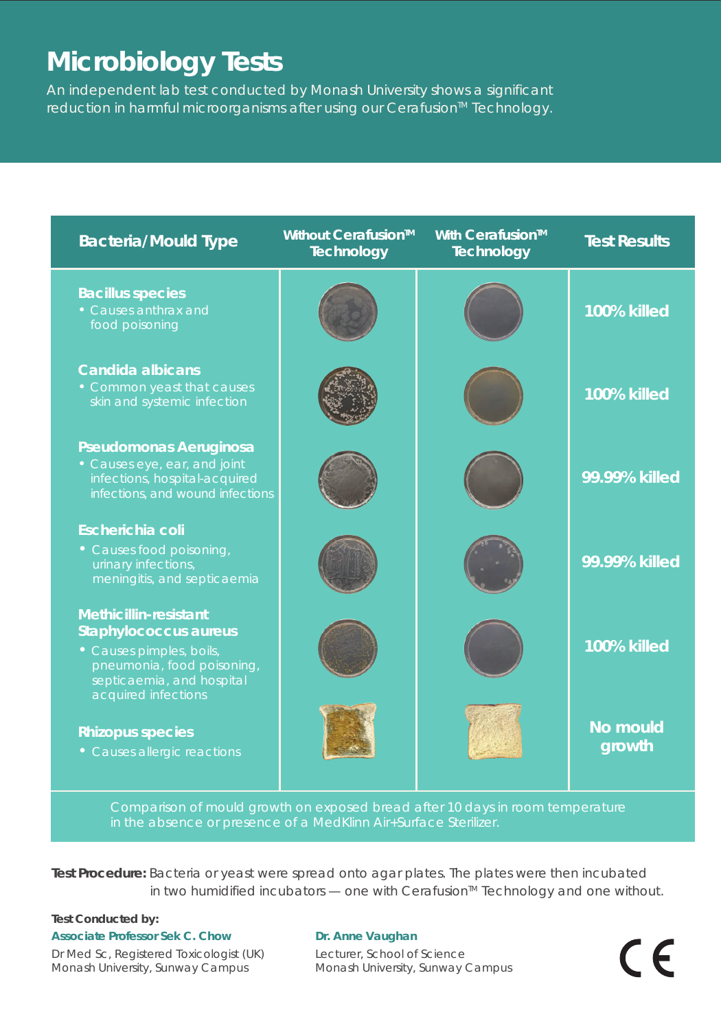# Microbiology Tests

An independent lab test conducted by Monash University shows a significant reduction in harmful microorganisms after using our Cerafusion™ Technology.

| Bacteria/Mould Type | Without Cerafusion™ Technology | With Cerafusion™ Technology | Test Results |
|---|---|---|---|
| **Bacillus species**<br>• Causes anthrax and food poisoning | | | 100% killed |
| **Candida albicans**<br>• Common yeast that causes skin and systemic infection | | | 100% killed |
| **Pseudomonas Aeruginosa**<br>• Causes eye, ear, and joint infections, hospital-acquired infections, and wound infections | | | 99.99% killed |
| **Escherichia coli**<br>• Causes food poisoning, urinary infections, meningitis, and septicaemia | | | 99.99% killed |
| **Methicillin-resistant Staphylococcus aureus**<br>• Causes pimples, boils, pneumonia, food poisoning, septicaemia, and hospital acquired infections | | | 100% killed |
| **Rhizopus species**<br>• Causes allergic reactions | | | No mould growth |

Comparison of mould growth on exposed bread after 10 days in room temperature in the absence or presence of a MedKlinn Air+Surface Sterilizer.

**Test Procedure:** Bacteria or yeast were spread onto agar plates. The plates were then incubated in two humidified incubators — one with Cerafusion™ Technology and one without.

**Test Conducted by:**

**Associate Professor Sek C. Chow**
Dr Med Sc, Registered Toxicologist (UK)
Monash University, Sunway Campus

**Dr. Anne Vaughan**
Lecturer, School of Science
Monash University, Sunway Campus

CE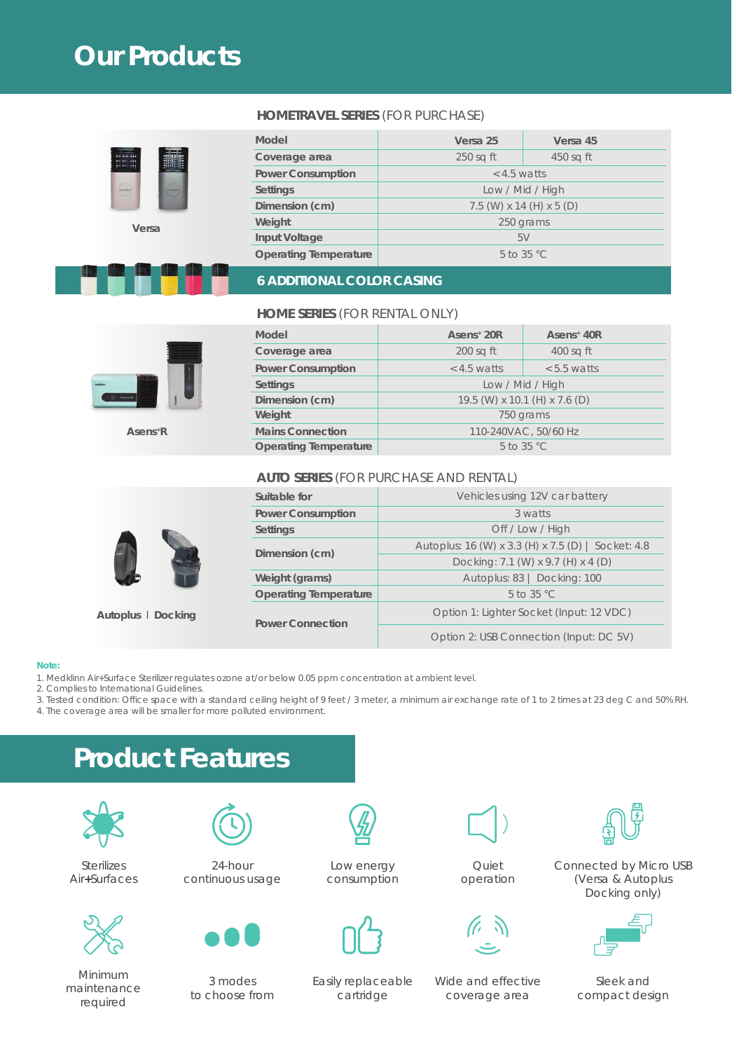# Our Products

## HOMETRAVEL SERIES (FOR PURCHASE)

Versa

| Model | Versa 25 | Versa 45 |
|---|---|---|
| Coverage area | 250 sq ft | 450 sq ft |
| Power Consumption | <4.5 watts | |
| Settings | Low / Mid / High | |
| Dimension (cm) | 7.5 (W) x 14 (H) x 5 (D) | |
| Weight | 250 grams | |
| Input Voltage | 5V | |
| Operating Temperature | 5 to 35 °C | |

**6 ADDITIONAL COLOR CASING**

## HOME SERIES (FOR RENTAL ONLY)

Asens+R

| Model | Asens+ 20R | Asens+ 40R |
|---|---|---|
| Coverage area | 200 sq ft | 400 sq ft |
| Power Consumption | <4.5 watts | <5.5 watts |
| Settings | Low / Mid / High | |
| Dimension (cm) | 19.5 (W) x 10.1 (H) x 7.6 (D) | |
| Weight | 750 grams | |
| Mains Connection | 110-240VAC, 50/60 Hz | |
| Operating Temperature | 5 to 35 °C | |

## AUTO SERIES (FOR PURCHASE AND RENTAL)

Autoplus | Docking

| | |
|---|---|
| Suitable for | Vehicles using 12V car battery |
| Power Consumption | 3 watts |
| Settings | Off / Low / High |
| Dimension (cm) | Autoplus: 16 (W) x 3.3 (H) x 7.5 (D) \| Socket: 4.8 |
| | Docking: 7.1 (W) x 9.7 (H) x 4 (D) |
| Weight (grams) | Autoplus: 83 \| Docking: 100 |
| Operating Temperature | 5 to 35 °C |
| Power Connection | Option 1: Lighter Socket (Input: 12 VDC) |
| | Option 2: USB Connection (Input: DC 5V) |

**Note:**

1. Medklinn Air+Surface Sterilizer regulates ozone at/or below 0.05 ppm concentration at ambient level.
2. Complies to International Guidelines.
3. Tested condition: Office space with a standard ceiling height of 9 feet / 3 meter, a minimum air exchange rate of 1 to 2 times at 23 deg C and 50% RH.
4. The coverage area will be smaller for more polluted environment.

# Product Features

- Sterilizes Air+Surfaces
- 24-hour continuous usage
- Low energy consumption
- Quiet operation
- Connected by Micro USB (Versa & Autoplus Docking only)
- Minimum maintenance required
- 3 modes to choose from
- Easily replaceable cartridge
- Wide and effective coverage area
- Sleek and compact design